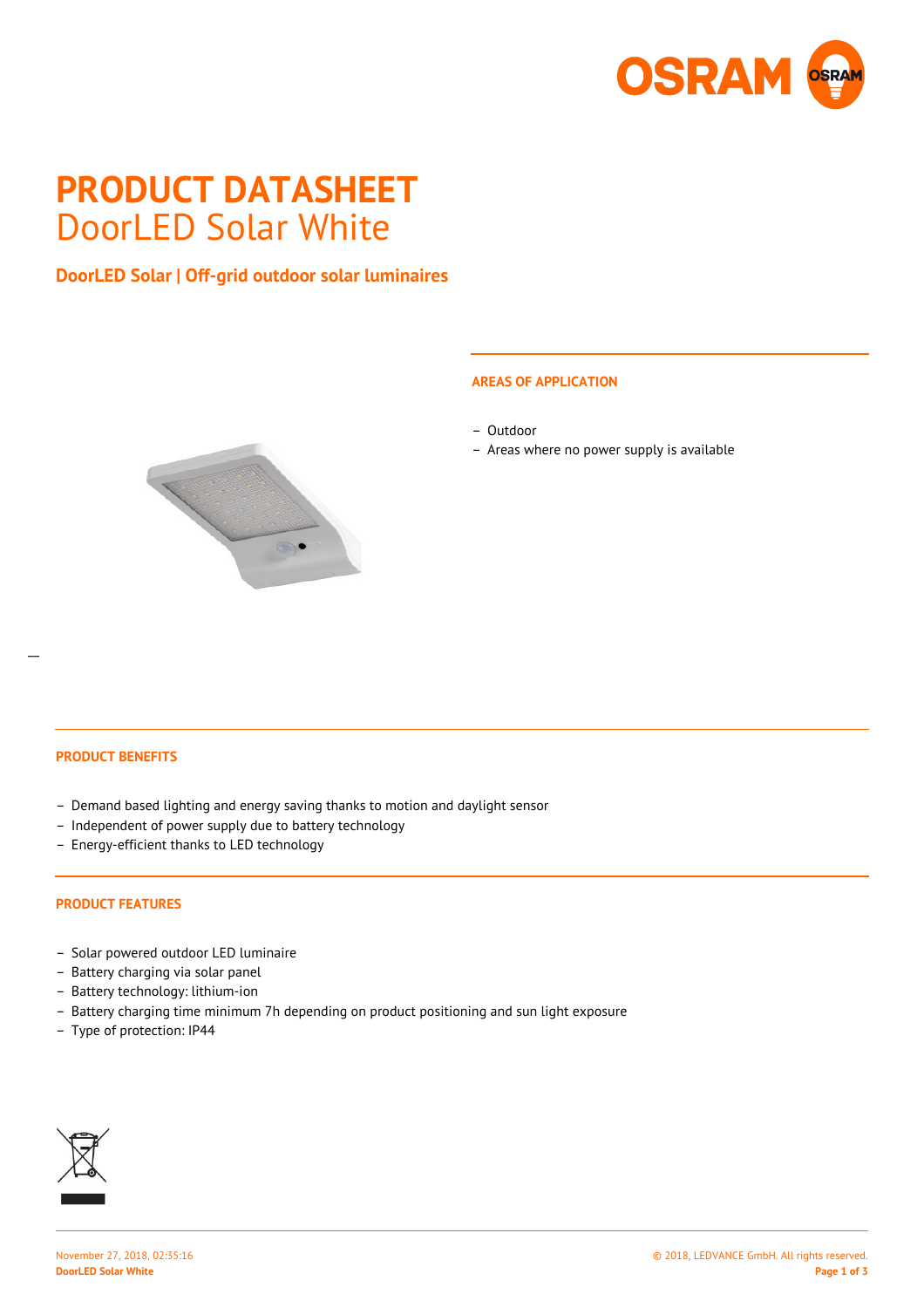# PRODUCT DATASHEET
DoorLED Solar White

**DoorLED Solar | Off-grid outdoor solar luminaires**

## AREAS OF APPLICATION

- Outdoor
- Areas where no power supply is available

## PRODUCT BENEFITS

- Demand based lighting and energy saving thanks to motion and daylight sensor
- Independent of power supply due to battery technology
- Energy-efficient thanks to LED technology

## PRODUCT FEATURES

- Solar powered outdoor LED luminaire
- Battery charging via solar panel
- Battery technology: lithium-ion
- Battery charging time minimum 7h depending on product positioning and sun light exposure
- Type of protection: IP44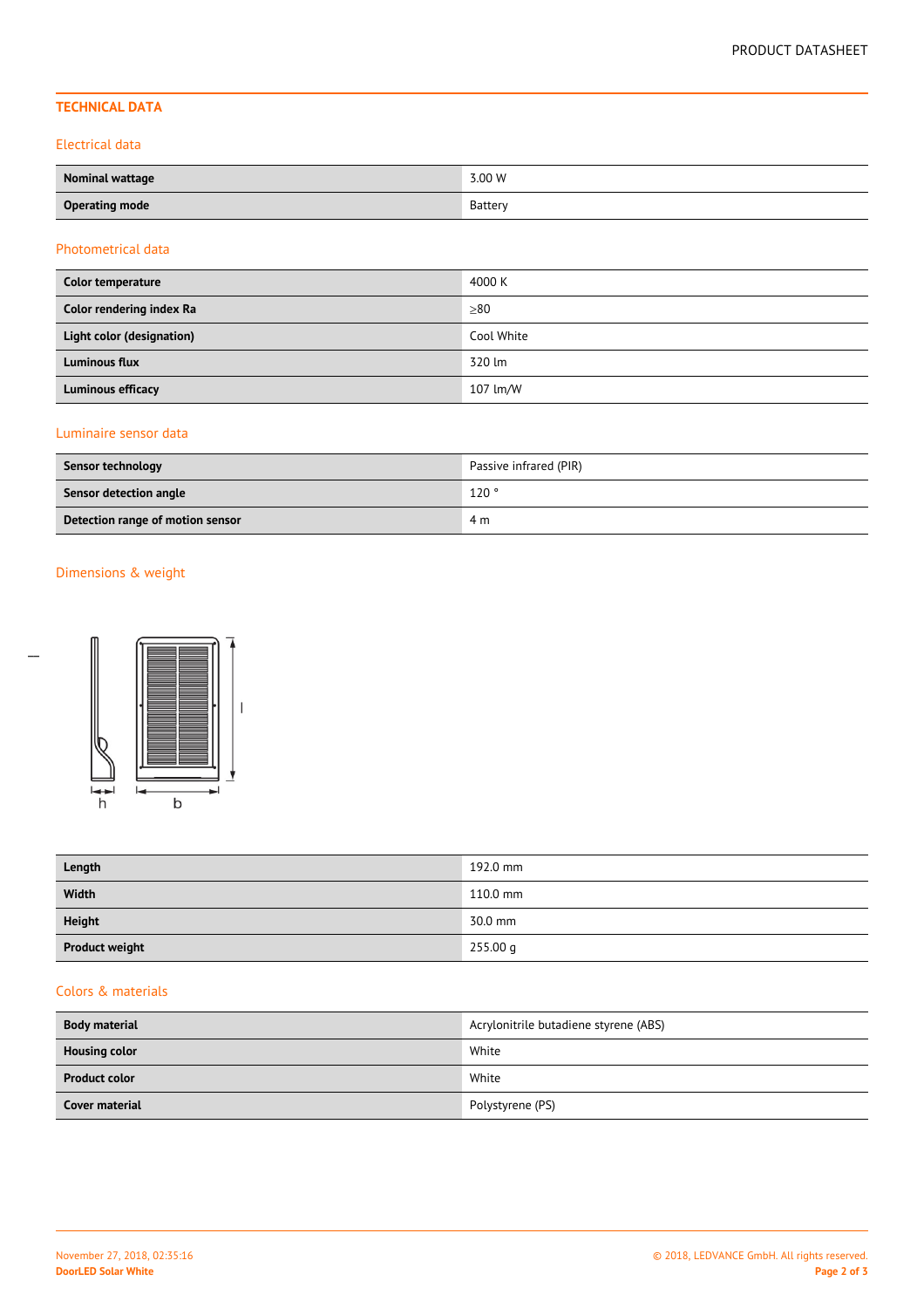## TECHNICAL DATA

### Electrical data

| | |
|---|---|
| **Nominal wattage** | 3.00 W |
| **Operating mode** | Battery |

### Photometrical data

| | |
|---|---|
| **Color temperature** | 4000 K |
| **Color rendering index Ra** | ≥80 |
| **Light color (designation)** | Cool White |
| **Luminous flux** | 320 lm |
| **Luminous efficacy** | 107 lm/W |

### Luminaire sensor data

| | |
|---|---|
| **Sensor technology** | Passive infrared (PIR) |
| **Sensor detection angle** | 120 ° |
| **Detection range of motion sensor** | 4 m |

### Dimensions & weight

| | |
|---|---|
| **Length** | 192.0 mm |
| **Width** | 110.0 mm |
| **Height** | 30.0 mm |
| **Product weight** | 255.00 g |

### Colors & materials

| | |
|---|---|
| **Body material** | Acrylonitrile butadiene styrene (ABS) |
| **Housing color** | White |
| **Product color** | White |
| **Cover material** | Polystyrene (PS) |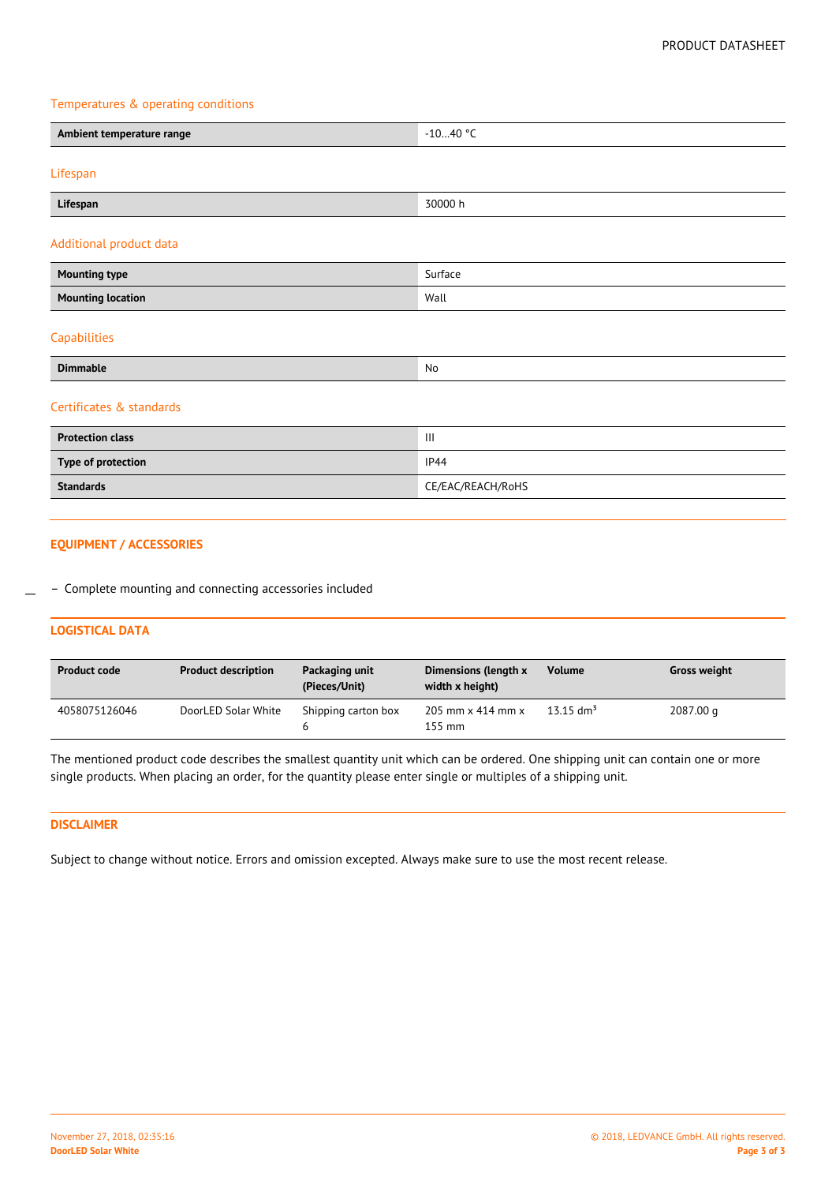### Temperatures & operating conditions

| | |
|---|---|
| **Ambient temperature range** | -10…40 °C |

### Lifespan

| | |
|---|---|
| **Lifespan** | 30000 h |

### Additional product data

| | |
|---|---|
| **Mounting type** | Surface |
| **Mounting location** | Wall |

### Capabilities

| | |
|---|---|
| **Dimmable** | No |

### Certificates & standards

| | |
|---|---|
| **Protection class** | III |
| **Type of protection** | IP44 |
| **Standards** | CE/EAC/REACH/RoHS |

## EQUIPMENT / ACCESSORIES

- Complete mounting and connecting accessories included

## LOGISTICAL DATA

| Product code | Product description | Packaging unit (Pieces/Unit) | Dimensions (length x width x height) | Volume | Gross weight |
|---|---|---|---|---|---|
| 4058075126046 | DoorLED Solar White | Shipping carton box 6 | 205 mm x 414 mm x 155 mm | 13.15 $dm^3$ | 2087.00 g |

The mentioned product code describes the smallest quantity unit which can be ordered. One shipping unit can contain one or more single products. When placing an order, for the quantity please enter single or multiples of a shipping unit.

## DISCLAIMER

Subject to change without notice. Errors and omission excepted. Always make sure to use the most recent release.